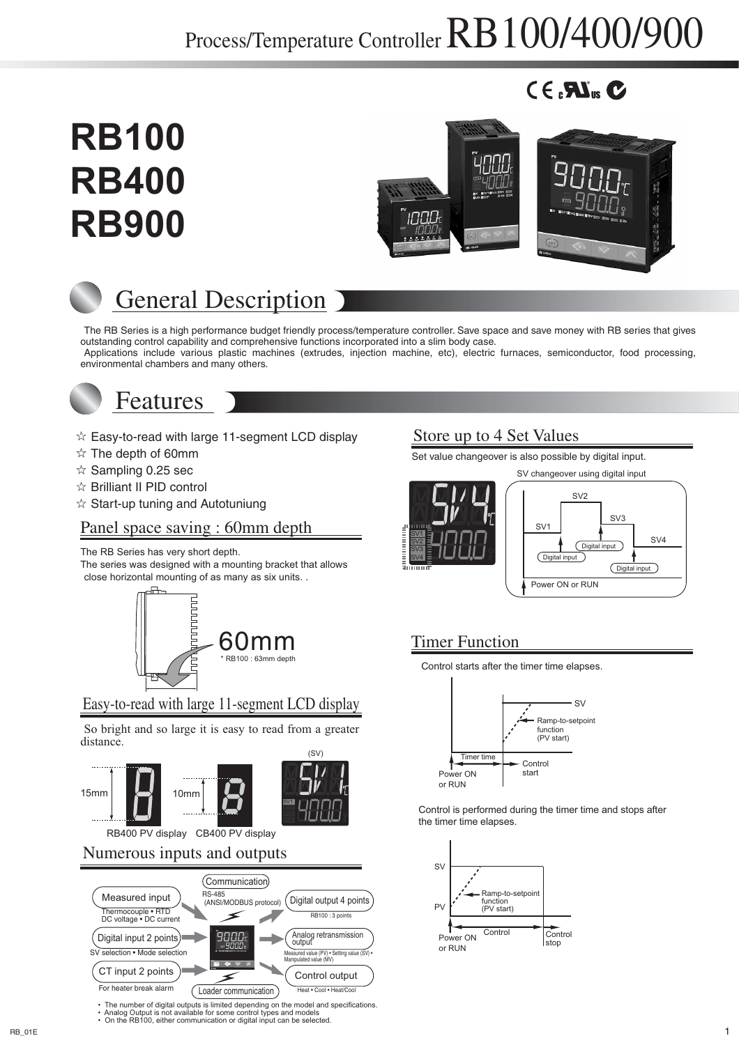# Process/Temperature Controller RB100/400/900

# RB100
# RB400
# RB900

## General Description

The RB Series is a high performance budget friendly process/temperature controller. Save space and save money with RB series that gives outstanding control capability and comprehensive functions incorporated into a slim body case.

Applications include various plastic machines (extrudes, injection machine, etc), electric furnaces, semiconductor, food processing, environmental chambers and many others.

## Features

☆ Easy-to-read with large 11-segment LCD display
☆ The depth of 60mm
☆ Sampling 0.25 sec
☆ Brilliant II PID control
☆ Start-up tuning and Autotuniung

### Panel space saving : 60mm depth

The RB Series has very short depth.
The series was designed with a mounting bracket that allows close horizontal mounting of as many as six units. .

60mm
* RB100 : 63mm depth

### Easy-to-read with large 11-segment LCD display

So bright and so large it is easy to read from a greater distance.

15mm RB400 PV display
10mm CB400 PV display
(SV)

### Numerous inputs and outputs

- Measured input: Thermocouple • RTD, DC voltage • DC current
- Digital input 2 points: SV selection • Mode selection
- CT input 2 points: For heater break alarm
- Communication: RS-485 (ANSI/MODBUS protocol)
- Loader communication
- Digital output 4 points: RB100 : 3 points
- Analog retransmission output: Measured value (PV) • Setting value (SV) • Manipulated value (MV)
- Control output: Heat • Cool • Heat/Cool

• The number of digital outputs is limited depending on the model and specifications.
• Analog Output is not available for some control types and models
• On the RB100, either communication or digital input can be selected.

### Store up to 4 Set Values

Set value changeover is also possible by digital input.

SV changeover using digital input: Power ON or RUN → SV1 → (Digital input) → SV2 → (Digital input) → SV3 → (Digital input) → SV4

### Timer Function

Control starts after the timer time elapses.

(Power ON or RUN — Timer time — Control start — SV; Ramp-to-setpoint function (PV start))

Control is performed during the timer time and stops after the timer time elapses.

(Power ON or RUN — Control — Control stop; SV, PV; Ramp-to-setpoint function (PV start))

RB_01E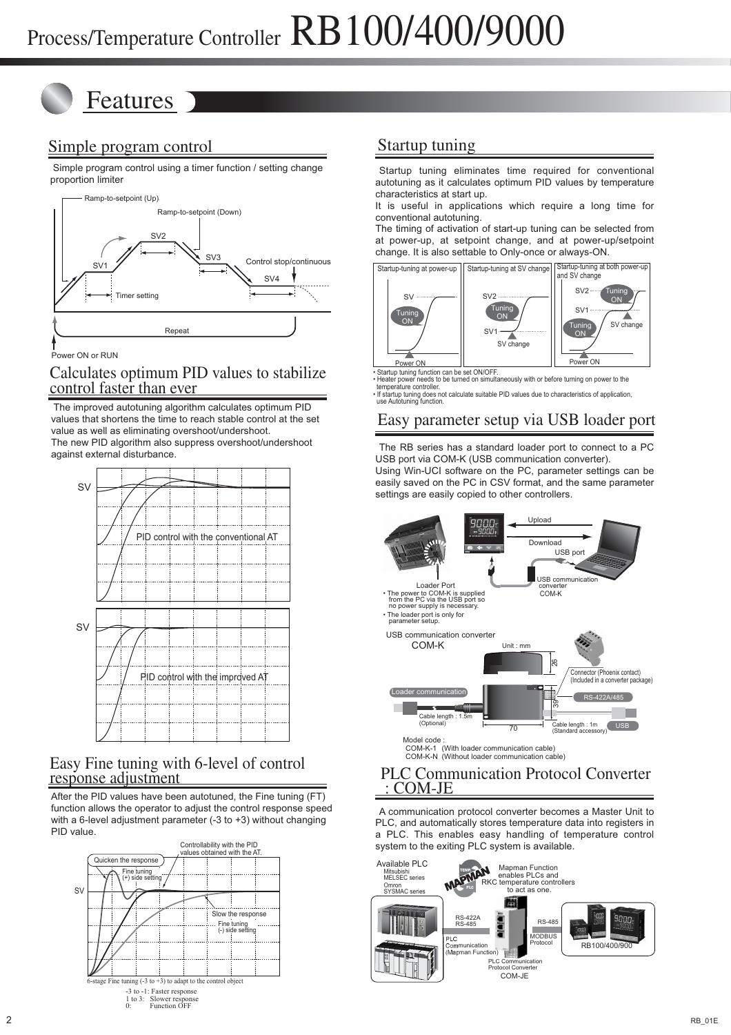# Process/Temperature Controller RB100/400/9000

## Features

### Simple program control

Simple program control using a timer function / setting change proportion limiter

Ramp-to-setpoint (Up)
Ramp-to-setpoint (Down)
SV1 SV2 SV3 SV4
Timer setting
Control stop/continuous
Repeat
Power ON or RUN

### Calculates optimum PID values to stabilize control faster than ever

The improved autotuning algorithm calculates optimum PID values that shortens the time to reach stable control at the set value as well as eliminating overshoot/undershoot.
The new PID algorithm also suppress overshoot/undershoot against external disturbance.

PID control with the conventional AT

PID control with the improved AT

### Easy Fine tuning with 6-level of control response adjustment

After the PID values have been autotuned, the Fine tuning (FT) function allows the operator to adjust the control response speed with a 6-level adjustment parameter (-3 to +3) without changing PID value.

Quicken the response — Fine tuning (+) side setting
Controllability with the PID values obtained with the AT.
Slow the response — Fine tuning (-) side setting

6-stage Fine tuning (-3 to +3) to adapt to the control object
- -3 to -1: Faster response
- 1 to 3: Slower response
- 0: Function OFF

### Startup tuning

Startup tuning eliminates time required for conventional autotuning as it calculates optimum PID values by temperature characteristics at start up.
It is useful in applications which require a long time for conventional autotuning.
The timing of activation of start-up tuning can be selected from at power-up, at setpoint change, and at power-up/setpoint change. It is also settable to Only-once or always-ON.

Startup-tuning at power-up | Startup-tuning at SV change | Startup-tuning at both power-up and SV change

- Startup tuning function can be set ON/OFF.
- Heater power needs to be turned on simultaneously with or before turning on power to the temperature controller.
- If startup tuning does not calculate suitable PID values due to characteristics of application, use Autotuning function.

### Easy parameter setup via USB loader port

The RB series has a standard loader port to connect to a PC USB port via COM-K (USB communication converter).
Using Win-UCI software on the PC, parameter settings can be easily saved on the PC in CSV format, and the same parameter settings are easily copied to other controllers.

Upload / Download / USB port / Loader Port / USB communication converter COM-K

- The power to COM-K is supplied from the PC via the USB port so no power supply is necessary.
- The loader port is only for parameter setup.

USB communication converter
COM-K

Unit : mm

Connector (Phoenix contact) (Included in a converter package)
Loader communication — Cable length : 1.5m (Optional)
RS-422A/485
USB — Cable length : 1m (Standard accessory)
Dimensions: 70, 39, 26

Model code :
- COM-K-1 (With loader communication cable)
- COM-K-N (Without loader communication cable)

### PLC Communication Protocol Converter : COM-JE

A communication protocol converter becomes a Master Unit to PLC, and automatically stores temperature data into registers in a PLC. This enables easy handling of temperature control system to the exiting PLC system is available.

Available PLC
- Mitsubishi MELSEC series
- Omron SYSMAC series

Mapman Function enables PLCs and RKC temperature controllers to act as one.

RS-422A / RS-485 — PLC Communication (Mapman Function)
RS-485 — MODBUS Protocol
PLC Communication Protocol Converter COM-JE
RB100/400/900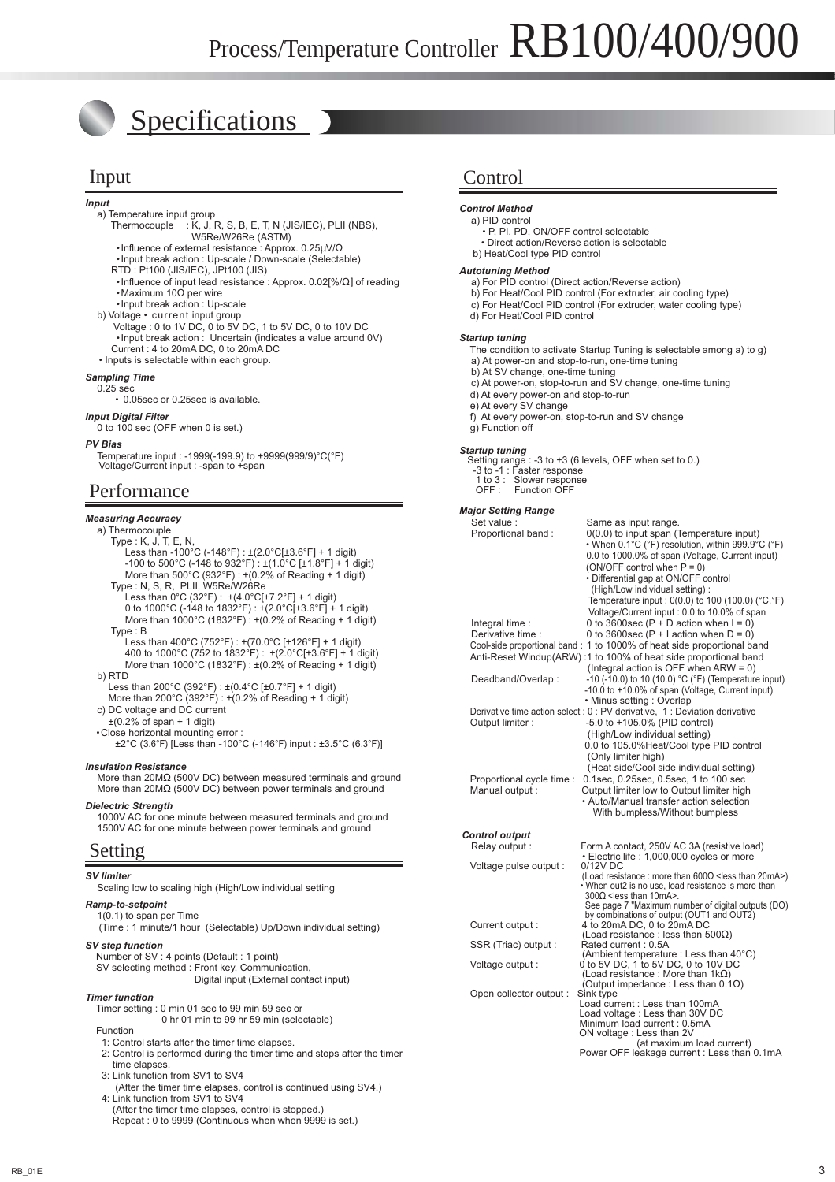# Process/Temperature Controller RB100/400/900

## Specifications

## Input

***Input***

a) Temperature input group

Thermocouple : K, J, R, S, B, E, T, N (JIS/IEC), PLII (NBS), W5Re/W26Re (ASTM)

- Influence of external resistance : Approx. 0.25µV/Ω
- Input break action : Up-scale / Down-scale (Selectable)

RTD : Pt100 (JIS/IEC), JPt100 (JIS)

- Influence of input lead resistance : Approx. 0.02[%/Ω] of reading
- Maximum 10Ω per wire
- Input break action : Up-scale

b) Voltage • current input group

Voltage : 0 to 1V DC, 0 to 5V DC, 1 to 5V DC, 0 to 10V DC

- Input break action : Uncertain (indicates a value around 0V)

Current : 4 to 20mA DC, 0 to 20mA DC

- Inputs is selectable within each group.

***Sampling Time***

0.25 sec

- 0.05sec or 0.25sec is available.

***Input Digital Filter***

0 to 100 sec (OFF when 0 is set.)

***PV Bias***

Temperature input : -1999(-199.9) to +9999(999/9)°C(°F)
Voltage/Current input : -span to +span

## Performance

***Measuring Accuracy***

a) Thermocouple

Type : K, J, T, E, N,
- Less than -100°C (-148°F) : ±(2.0°C[±3.6°F] + 1 digit)
- -100 to 500°C (-148 to 932°F) : ±(1.0°C [±1.8°F] + 1 digit)
- More than 500°C (932°F) : ±(0.2% of Reading + 1 digit)

Type : N, S, R, PLII, W5Re/W26Re
- Less than 0°C (32°F) : ±(4.0°C[±7.2°F] + 1 digit)
- 0 to 1000°C (-148 to 1832°F) : ±(2.0°C[±3.6°F] + 1 digit)
- More than 1000°C (1832°F) : ±(0.2% of Reading + 1 digit)

Type : B
- Less than 400°C (752°F) : ±(70.0°C [±126°F] + 1 digit)
- 400 to 1000°C (752 to 1832°F) : ±(2.0°C[±3.6°F] + 1 digit)
- More than 1000°C (1832°F) : ±(0.2% of Reading + 1 digit)

b) RTD
- Less than 200°C (392°F) : ±(0.4°C [±0.7°F] + 1 digit)
- More than 200°C (392°F) : ±(0.2% of Reading + 1 digit)

c) DC voltage and DC current
- ±(0.2% of span + 1 digit)

- Close horizontal mounting error :
  ±2°C (3.6°F) [Less than -100°C (-146°F) input : ±3.5°C (6.3°F)]

***Insulation Resistance***

More than 20MΩ (500V DC) between measured terminals and ground
More than 20MΩ (500V DC) between power terminals and ground

***Dielectric Strength***

1000V AC for one minute between measured terminals and ground
1500V AC for one minute between power terminals and ground

## Setting

***SV limiter***

Scaling low to scaling high (High/Low individual setting

***Ramp-to-setpoint***

1(0.1) to span per Time
(Time : 1 minute/1 hour (Selectable) Up/Down individual setting)

***SV step function***

Number of SV : 4 points (Default : 1 point)
SV selecting method : Front key, Communication, Digital input (External contact input)

***Timer function***

Timer setting : 0 min 01 sec to 99 min 59 sec or
0 hr 01 min to 99 hr 59 min (selectable)

Function
1: Control starts after the timer time elapses.
2: Control is performed during the timer time and stops after the timer time elapses.
3: Link function from SV1 to SV4
(After the timer time elapses, control is continued using SV4.)
4: Link function from SV1 to SV4
(After the timer time elapses, control is stopped.)
Repeat : 0 to 9999 (Continuous when when 9999 is set.)

## Control

***Control Method***

a) PID control
- P, PI, PD, ON/OFF control selectable
- Direct action/Reverse action is selectable

b) Heat/Cool type PID control

***Autotuning Method***

a) For PID control (Direct action/Reverse action)
b) For Heat/Cool PID control (For extruder, air cooling type)
c) For Heat/Cool PID control (For extruder, water cooling type)
d) For Heat/Cool PID control

***Startup tuning***

The condition to activate Startup Tuning is selectable among a) to g)
a) At power-on and stop-to-run, one-time tuning
b) At SV change, one-time tuning
c) At power-on, stop-to-run and SV change, one-time tuning
d) At every power-on and stop-to-run
e) At every SV change
f) At every power-on, stop-to-run and SV change
g) Function off

***Startup tuning***

Setting range : -3 to +3 (6 levels, OFF when set to 0.)
- -3 to -1 : Faster response
- 1 to 3 : Slower response
- OFF : Function OFF

***Major Setting Range***

Set value : Same as input range.

Proportional band : 0(0.0) to input span (Temperature input)
- When 0.1°C (°F) resolution, within 999.9°C (°F)
- 0.0 to 1000.0% of span (Voltage, Current input)
- (ON/OFF control when P = 0)
- Differential gap at ON/OFF control (High/Low individual setting) :
  Temperature input : 0(0.0) to 100 (100.0) (°C,°F)
  Voltage/Current input : 0.0 to 10.0% of span

Integral time : 0 to 3600sec (P + D action when I = 0)

Derivative time : 0 to 3600sec (P + I action when D = 0)

Cool-side proportional band : 1 to 1000% of heat side proportional band

Anti-Reset Windup(ARW) : 1 to 100% of heat side proportional band (Integral action is OFF when ARW = 0)

Deadband/Overlap : -10 (-10.0) to 10 (10.0) °C (°F) (Temperature input)
-10.0 to +10.0% of span (Voltage, Current input)
- Minus setting : Overlap

Derivative time action select : 0 : PV derivative, 1 : Deviation derivative

Output limiter : -5.0 to +105.0% (PID control)
(High/Low individual setting)
0.0 to 105.0%Heat/Cool type PID control
(Only limiter high)
(Heat side/Cool side individual setting)

Proportional cycle time : 0.1sec, 0.25sec, 0.5sec, 1 to 100 sec

Manual output : Output limiter low to Output limiter high
- Auto/Manual transfer action selection
  With bumpless/Without bumpless

***Control output***

Relay output : Form A contact, 250V AC 3A (resistive load)
- Electric life : 1,000,000 cycles or more

Voltage pulse output : 0/12V DC
(Load resistance : more than 600Ω <less than 20mA>)
- When out2 is no use, load resistance is more than 300Ω <less than 10mA>.
  See page 7 "Maximum number of digital outputs (DO) by combinations of output (OUT1 and OUT2)

Current output : 4 to 20mA DC, 0 to 20mA DC
(Load resistance : less than 500Ω)

SSR (Triac) output : Rated current : 0.5A
(Ambient temperature : Less than 40°C)

Voltage output : 0 to 5V DC, 1 to 5V DC, 0 to 10V DC
(Load resistance : More than 1kΩ)
(Output impedance : Less than 0.1Ω)

Open collector output : Sink type
Load current : Less than 100mA
Load voltage : Less than 30V DC
Minimum load current : 0.5mA
ON voltage : Less than 2V
(at maximum load current)
Power OFF leakage current : Less than 0.1mA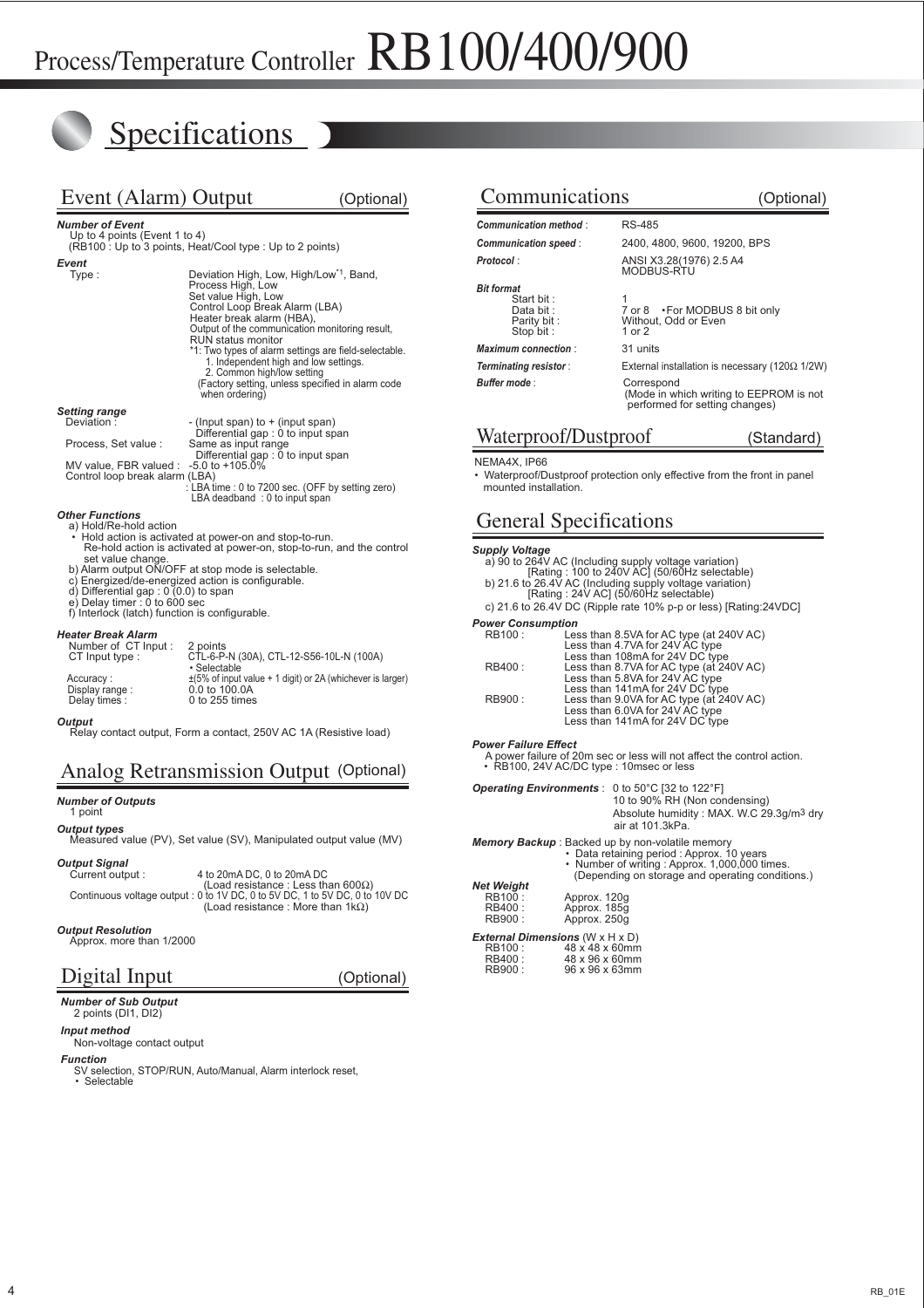# Process/Temperature Controller RB100/400/900

## Specifications

### Event (Alarm) Output (Optional)

***Number of Event***
Up to 4 points (Event 1 to 4)
(RB100 : Up to 3 points, Heat/Cool type : Up to 2 points)

***Event***
Type : Deviation High, Low, High/Low*1, Band, Process High, Low, Set value High, Low, Control Loop Break Alarm (LBA), Heater break alarm (HBA), Output of the communication monitoring result, RUN status monitor
*1: Two types of alarm settings are field-selectable.
1. Independent high and low settings.
2. Common high/low setting
(Factory setting, unless specified in alarm code when ordering)

***Setting range***
Deviation : - (Input span) to + (input span)
Differential gap : 0 to input span
Process, Set value : Same as input range
Differential gap : 0 to input span
MV value, FBR valued : -5.0 to +105.0%
Control loop break alarm (LBA)
: LBA time : 0 to 7200 sec. (OFF by setting zero)
LBA deadband : 0 to input span

***Other Functions***
a) Hold/Re-hold action
- Hold action is activated at power-on and stop-to-run. Re-hold action is activated at power-on, stop-to-run, and the control set value change.

b) Alarm output ON/OFF at stop mode is selectable.
c) Energized/de-energized action is configurable.
d) Differential gap : 0 (0.0) to span
e) Delay timer : 0 to 600 sec
f) Interlock (latch) function is configurable.

***Heater Break Alarm***
Number of CT Input : 2 points
CT Input type : CTL-6-P-N (30A), CTL-12-S56-10L-N (100A)
• Selectable
Accuracy : ±(5% of input value + 1 digit) or 2A (whichever is larger)
Display range : 0.0 to 100.0A
Delay times : 0 to 255 times

***Output***
Relay contact output, Form a contact, 250V AC 1A (Resistive load)

### Analog Retransmission Output (Optional)

***Number of Outputs***
1 point

***Output types***
Measured value (PV), Set value (SV), Manipulated output value (MV)

***Output Signal***
Current output : 4 to 20mA DC, 0 to 20mA DC
(Load resistance : Less than 600Ω)
Continuous voltage output : 0 to 1V DC, 0 to 5V DC, 1 to 5V DC, 0 to 10V DC
(Load resistance : More than 1kΩ)

***Output Resolution***
Approx. more than 1/2000

### Digital Input (Optional)

***Number of Sub Output***
2 points (DI1, DI2)

***Input method***
Non-voltage contact output

***Function***
SV selection, STOP/RUN, Auto/Manual, Alarm interlock reset,
- Selectable

### Communications (Optional)

***Communication method*** : RS-485
***Communication speed*** : 2400, 4800, 9600, 19200, BPS
***Protocol*** : ANSI X3.28(1976) 2.5 A4, MODBUS-RTU

***Bit format***
Start bit : 1
Data bit : 7 or 8 •For MODBUS 8 bit only
Parity bit : Without, Odd or Even
Stop bit : 1 or 2

***Maximum connection*** : 31 units
***Terminating resistor*** : External installation is necessary (120Ω 1/2W)
***Buffer mode*** : Correspond
(Mode in which writing to EEPROM is not performed for setting changes)

### Waterproof/Dustproof (Standard)

NEMA4X, IP66
- Waterproof/Dustproof protection only effective from the front in panel mounted installation.

### General Specifications

***Supply Voltage***
a) 90 to 264V AC (Including supply voltage variation)
[Rating : 100 to 240V AC] (50/60Hz selectable)
b) 21.6 to 26.4V AC (Including supply voltage variation)
[Rating : 24V AC] (50/60Hz selectable)
c) 21.6 to 26.4V DC (Ripple rate 10% p-p or less) [Rating:24VDC]

***Power Consumption***
RB100 : Less than 8.5VA for AC type (at 240V AC)
Less than 4.7VA for 24V AC type
Less than 108mA for 24V DC type
RB400 : Less than 8.7VA for AC type (at 240V AC)
Less than 5.8VA for 24V AC type
Less than 141mA for 24V DC type
RB900 : Less than 9.0VA for AC type (at 240V AC)
Less than 6.0VA for 24V AC type
Less than 141mA for 24V DC type

***Power Failure Effect***
A power failure of 20m sec or less will not affect the control action.
- RB100, 24V AC/DC type : 10msec or less

***Operating Environments*** : 0 to 50°C [32 to 122°F]
10 to 90% RH (Non condensing)
Absolute humidity : MAX. W.C 29.3g/m3 dry air at 101.3kPa.

***Memory Backup*** : Backed up by non-volatile memory
- Data retaining period : Approx. 10 years
- Number of writing : Approx. 1,000,000 times.
(Depending on storage and operating conditions.)

***Net Weight***
RB100 : Approx. 120g
RB400 : Approx. 185g
RB900 : Approx. 250g

***External Dimensions*** (W x H x D)
RB100 : 48 x 48 x 60mm
RB400 : 48 x 96 x 60mm
RB900 : 96 x 96 x 63mm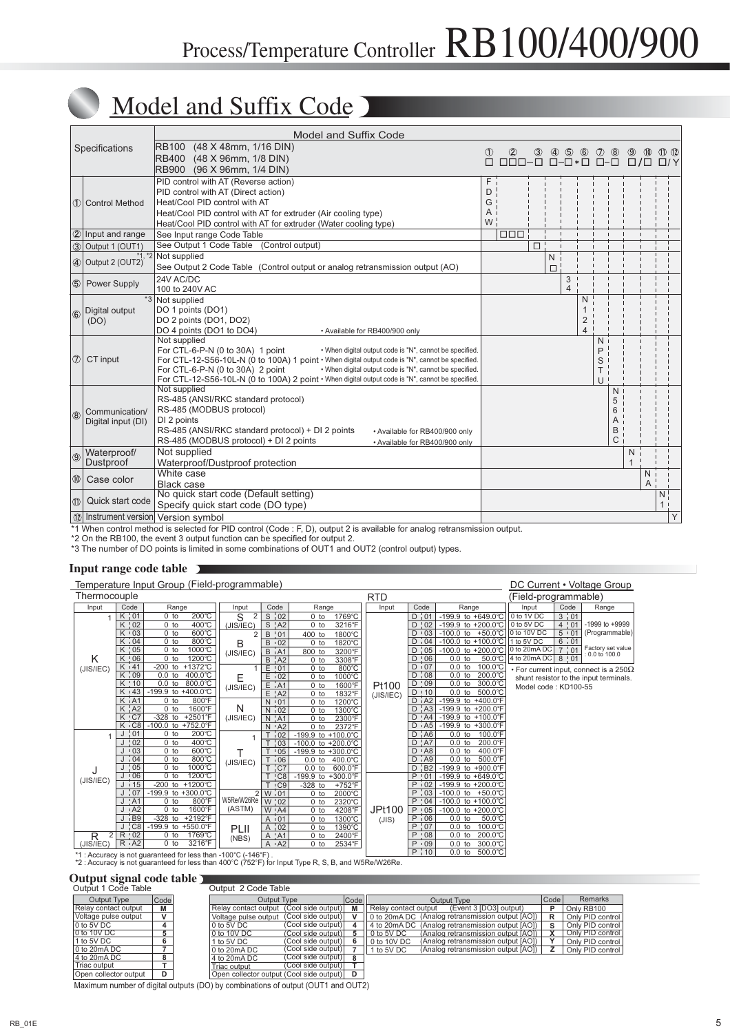# Process/Temperature Controller RB100/400/900

## Model and Suffix Code

| Specifications | | Model and Suffix Code | ① | ② | ③ | ④ | ⑤ | ⑥ | ⑦ | ⑧ | ⑨ | ⑩ | ⑪ | ⑫ |
|---|---|---|---|---|---|---|---|---|---|---|---|---|---|---|
| | | RB100 (48 X 48mm, 1/16 DIN) RB400 (48 X 96mm, 1/8 DIN) RB900 (96 X 96mm, 1/4 DIN) | □ | □□□- | □ | □- | □ * | □ | □- | □ | □ / | □ | □ | / Y |
| ① | Control Method | PID control with AT (Reverse action) | F | | | | | | | | | | | |
| | | PID control with AT (Direct action) | D | | | | | | | | | | | |
| | | Heat/Cool PID control with AT | G | | | | | | | | | | | |
| | | Heat/Cool PID control with AT for extruder (Air cooling type) | A | | | | | | | | | | | |
| | | Heat/Cool PID control with AT for extruder (Water cooling type) | W | | | | | | | | | | | |
| ② | Input and range | See Input range Code Table | | □□□ | | | | | | | | | | |
| ③ | Output 1 (OUT1) | See Output 1 Code Table (Control output) | | | □ | | | | | | | | | |
| ④ | Output 2 (OUT2) *1, *2 | Not supplied | | | | N | | | | | | | | |
| | | See Output 2 Code Table (Control output or analog retransmission output (AO) | | | | □ | | | | | | | | |
| ⑤ | Power Supply | 24V AC/DC | | | | | 3 | | | | | | | |
| | | 100 to 240V AC | | | | | 4 | | | | | | | |
| ⑥ | Digital output (DO) *3 | Not supplied | | | | | | N | | | | | | |
| | | DO 1 points (DO1) | | | | | | 1 | | | | | | |
| | | DO 2 points (DO1, DO2) | | | | | | 2 | | | | | | |
| | | DO 4 points (DO1 to DO4) • Available for RB400/900 only | | | | | | 4 | | | | | | |
| ⑦ | CT input | Not supplied | | | | | | | N | | | | | |
| | | For CTL-6-P-N (0 to 30A) 1 point • When digital output code is "N", cannot be specified. | | | | | | | P | | | | | |
| | | For CTL-12-S56-10L-N (0 to 100A) 1 point • When digital output code is "N", cannot be specified. | | | | | | | S | | | | | |
| | | For CTL-6-P-N (0 to 30A) 2 point • When digital output code is "N", cannot be specified. | | | | | | | T | | | | | |
| | | For CTL-12-S56-10L-N (0 to 100A) 2 point • When digital output code is "N", cannot be specified. | | | | | | | U | | | | | |
| ⑧ | Communication/ Digital input (DI) | Not supplied | | | | | | | | N | | | | |
| | | RS-485 (ANSI/RKC standard protocol) | | | | | | | | 5 | | | | |
| | | RS-485 (MODBUS protocol) | | | | | | | | 6 | | | | |
| | | DI 2 points | | | | | | | | A | | | | |
| | | RS-485 (ANSI/RKC standard protocol) + DI 2 points • Available for RB400/900 only | | | | | | | | B | | | | |
| | | RS-485 (MODBUS protocol) + DI 2 points • Available for RB400/900 only | | | | | | | | C | | | | |
| ⑨ | Waterproof/ Dustproof | Not supplied | | | | | | | | | N | | | |
| | | Waterproof/Dustproof protection | | | | | | | | | 1 | | | |
| ⑩ | Case color | White case | | | | | | | | | | N | | |
| | | Black case | | | | | | | | | | A | | |
| ⑪ | Quick start code | No quick start code (Default setting) | | | | | | | | | | | N | |
| | | Specify quick start code (DO type) | | | | | | | | | | | 1 | |
| ⑫ | Instrument version | Version symbol | | | | | | | | | | | | Y |

*1 When control method is selected for PID control (Code : F, D), output 2 is available for analog retransmission output.
*2 On the RB100, the event 3 output function can be specified for output 2.
*3 The number of DO points is limited in some combinations of OUT1 and OUT2 (control output) types.

### Input range code table

Temperature Input Group (Field-programmable)

**Thermocouple**

| Input | Code | Range |
|---|---|---|
| K (JIS/IEC) *1 | K 01 | 0 to 200°C |
| | K 02 | 0 to 400°C |
| | K 03 | 0 to 600°C |
| | K 04 | 0 to 800°C |
| | K 05 | 0 to 1000°C |
| | K 06 | 0 to 1200°C |
| | K 41 | -200 to +1372°C |
| | K 09 | 0.0 to 400.0°C |
| | K 10 | 0.0 to 800.0°C |
| | K 43 | -199.9 to +400.0°C |
| | K A1 | 0 to 800°F |
| | K A2 | 0 to 1600°F |
| | K C7 | -328 to +2501°F |
| | K C8 | -100.0 to +752.0°F |
| J (JIS/IEC) *1 | J 01 | 0 to 200°C |
| | J 02 | 0 to 400°C |
| | J 03 | 0 to 600°C |
| | J 04 | 0 to 800°C |
| | J 05 | 0 to 1000°C |
| | J 06 | 0 to 1200°C |
| | J 15 | -200 to +1200°C |
| | J 07 | -199.9 to +300.0°C |
| | J A1 | 0 to 800°F |
| | J A2 | 0 to 1600°F |
| | J B9 | -328 to +2192°F |
| | J C8 | -199.9 to +550.0°F |
| R (JIS/IEC) *2 | R 02 | 0 to 1769°C |
| | R A2 | 0 to 3216°F |
| S (JIS/IEC) *2 | S 02 | 0 to 1769°C |
| | S A2 | 0 to 3216°F |
| B (JIS/IEC) *2 | B 01 | 400 to 1800°C |
| | B 02 | 0 to 1820°C |
| | B A1 | 800 to 3200°F |
| | B A2 | 0 to 3308°F |
| E (JIS/IEC) *1 | E 01 | 0 to 800°C |
| | E 02 | 0 to 1000°C |
| | E A1 | 0 to 1600°F |
| | E A2 | 0 to 1832°F |
| N (JIS/IEC) | N 01 | 0 to 1200°C |
| | N 02 | 0 to 1300°C |
| | N A1 | 0 to 2300°F |
| | N A2 | 0 to 2372°F |
| T (JIS/IEC) *1 | T 02 | -199.9 to +100.0°C |
| | T 03 | -100.0 to +200.0°C |
| | T 05 | -199.9 to +300.0°C |
| | T 06 | 0.0 to 400.0°C |
| | T C7 | 0.0 to 600.0°F |
| | T C8 | -199.9 to +300.0°F |
| | T C9 | -328 to +752°F |
| W5Re/W26Re (ASTM) *2 | W 01 | 0 to 2000°C |
| | W 02 | 0 to 2320°C |
| | W A4 | 0 to 4208°F |
| PLII (NBS) | A 01 | 0 to 1300°C |
| | A 02 | 0 to 1390°C |
| | A A1 | 0 to 2400°F |
| | A A2 | 0 to 2534°F |

**RTD**

| Input | Code | Range |
|---|---|---|
| Pt100 (JIS/IEC) | D 01 | -199.9 to +649.0°C |
| | D 02 | -199.9 to +200.0°C |
| | D 03 | -100.0 to +50.0°C |
| | D 04 | -100.0 to +100.0°C |
| | D 05 | -100.0 to +200.0°C |
| | D 06 | 0.0 to 50.0°C |
| | D 07 | 0.0 to 100.0°C |
| | D 08 | 0.0 to 200.0°C |
| | D 09 | 0.0 to 300.0°C |
| | D 10 | 0.0 to 500.0°C |
| | D A2 | -199.9 to +400.0°F |
| | D A3 | -199.9 to +200.0°F |
| | D A4 | -199.9 to +100.0°F |
| | D A5 | -199.9 to +300.0°F |
| | D A6 | 0.0 to 100.0°F |
| | D A7 | 0.0 to 200.0°F |
| | D A8 | 0.0 to 400.0°F |
| | D A9 | 0.0 to 500.0°F |
| | D B2 | -199.9 to +900.0°F |
| JPt100 (JIS) | P 01 | -199.9 to +649.0°C |
| | P 02 | -199.9 to +200.0°C |
| | P 03 | -100.0 to +50.0°C |
| | P 04 | -100.0 to +100.0°C |
| | P 05 | -100.0 to +200.0°C |
| | P 06 | 0.0 to 50.0°C |
| | P 07 | 0.0 to 100.0°C |
| | P 08 | 0.0 to 200.0°C |
| | P 09 | 0.0 to 300.0°C |
| | P 10 | 0.0 to 500.0°C |

**DC Current • Voltage Group (Field-programmable)**

| Input | Code | Range |
|---|---|---|
| 0 to 1V DC | 3 01 | -1999 to +9999 (Programmable) Factory set value : 0.0 to 100.0 |
| 0 to 5V DC | 4 01 | |
| 0 to 10V DC | 5 01 | |
| 1 to 5V DC | 6 01 | |
| 0 to 20mA DC | 7 01 | |
| 4 to 20mA DC | 8 01 | |

• For current input, connect is a 250Ω shunt resistor to the input terminals. Model code : KD100-55

*1 : Accuracy is not guaranteed for less than -100°C (-146°F) .
*2 : Accuracy is not guaranteed for less than 400°C (752°F) for Input Type R, S, B, and W5Re/W26Re.

### Output signal code table

Output 1 Code Table

| Output Type | Code |
|---|---|
| Relay contact output | M |
| Voltage pulse output | V |
| 0 to 5V DC | 4 |
| 0 to 10V DC | 5 |
| 1 to 5V DC | 6 |
| 0 to 20mA DC | 7 |
| 4 to 20mA DC | 8 |
| Triac output | T |
| Open collector output | D |

Output 2 Code Table

| Output Type | | Code | Remarks |
|---|---|---|---|
| Relay contact output | (Cool side output) | M | |
| Voltage pulse output | (Cool side output) | V | |
| 0 to 5V DC | (Cool side output) | 4 | |
| 0 to 10V DC | (Cool side output) | 5 | |
| 1 to 5V DC | (Cool side output) | 6 | |
| 0 to 20mA DC | (Cool side output) | 7 | |
| 4 to 20mA DC | (Cool side output) | 8 | |
| Triac output | (Cool side output) | T | |
| Open collector output | (Cool side output) | D | |
| Relay contact output | (Event 3 [DO3] output) | P | Only RB100 |
| 0 to 20mA DC | (Analog retransmission output [AO]) | R | Only PID control |
| 4 to 20mA DC | (Analog retransmission output [AO]) | S | Only PID control |
| 0 to 5V DC | (Analog retransmission output [AO]) | X | Only PID control |
| 0 to 10V DC | (Analog retransmission output [AO]) | Y | Only PID control |
| 1 to 5V DC | (Analog retransmission output [AO]) | Z | Only PID control |

Maximum number of digital outputs (DO) by combinations of output (OUT1 and OUT2)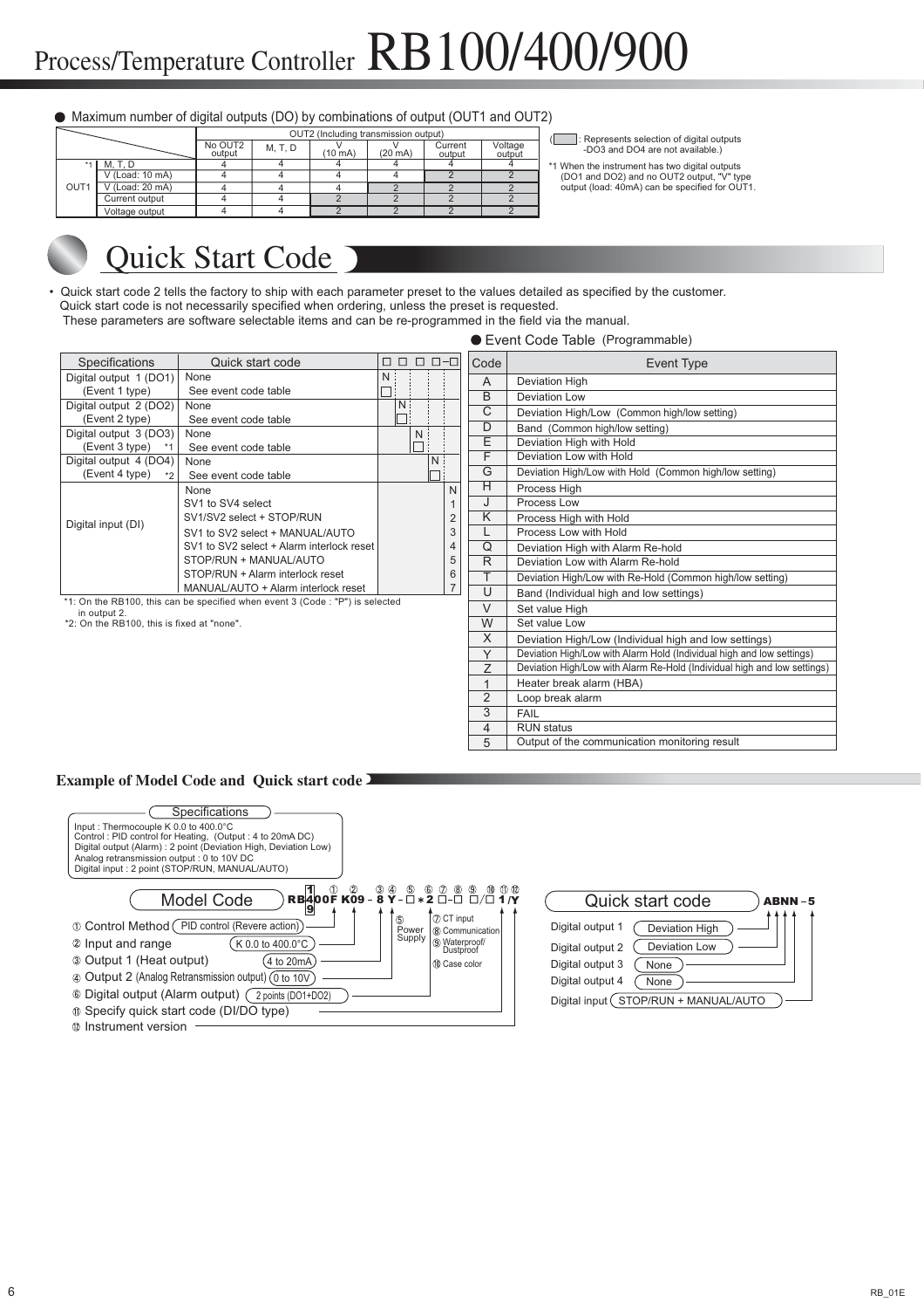# Process/Temperature Controller RB100/400/900

● Maximum number of digital outputs (DO) by combinations of output (OUT1 and OUT2)

| | | OUT2 (Including transmission output) | | | | | |
|---|---|---|---|---|---|---|---|
| | | No OUT2 output | M, T, D | V (10 mA) | V (20 mA) | Current output | Voltage output |
| OUT1 | M, T, D *1 | 4 | 4 | 4 | 4 | 4 | 4 |
| | V (Load: 10 mA) | 4 | 4 | 4 | 4 | 2 | 2 |
| | V (Load: 20 mA) | 4 | 4 | 4 | 2 | 2 | 2 |
| | Current output | 4 | 4 | 2 | 2 | 2 | 2 |
| | Voltage output | 4 | 4 | 2 | 2 | 2 | 2 |

( ▭ : Represents selection of digital outputs -DO3 and DO4 are not available.)

*1 When the instrument has two digital outputs (DO1 and DO2) and no OUT2 output, "V" type output (load: 40mA) can be specified for OUT1.

## Quick Start Code

- Quick start code 2 tells the factory to ship with each parameter preset to the values detailed as specified by the customer. Quick start code is not necessarily specified when ordering, unless the preset is requested. These parameters are software selectable items and can be re-programmed in the field via the manual.

| Specifications | Quick start code | □ □ □ □ - □ |
|---|---|---|
| Digital output 1 (DO1) (Event 1 type) | None | N |
| | See event code table | □ |
| Digital output 2 (DO2) (Event 2 type) | None | N |
| | See event code table | □ |
| Digital output 3 (DO3) (Event 3 type) *1 | None | N |
| | See event code table | □ |
| Digital output 4 (DO4) (Event 4 type) *2 | None | N |
| | See event code table | □ |
| Digital input (DI) | None | N |
| | SV1 to SV4 select | 1 |
| | SV1/SV2 select + STOP/RUN | 2 |
| | SV1 to SV2 select + MANUAL/AUTO | 3 |
| | SV1 to SV2 select + Alarm interlock reset | 4 |
| | STOP/RUN + MANUAL/AUTO | 5 |
| | STOP/RUN + Alarm interlock reset | 6 |
| | MANUAL/AUTO + Alarm interlock reset | 7 |

*1: On the RB100, this can be specified when event 3 (Code : "P") is selected in output 2.
*2: On the RB100, this is fixed at "none".

● Event Code Table (Programmable)

| Code | Event Type |
|---|---|
| A | Deviation High |
| B | Deviation Low |
| C | Deviation High/Low (Common high/low setting) |
| D | Band (Common high/low setting) |
| E | Deviation High with Hold |
| F | Deviation Low with Hold |
| G | Deviation High/Low with Hold (Common high/low setting) |
| H | Process High |
| J | Process Low |
| K | Process High with Hold |
| L | Process Low with Hold |
| Q | Deviation High with Alarm Re-hold |
| R | Deviation Low with Alarm Re-hold |
| T | Deviation High/Low with Re-Hold (Common high/low setting) |
| U | Band (Individual high and low settings) |
| V | Set value High |
| W | Set value Low |
| X | Deviation High/Low (Individual high and low settings) |
| Y | Deviation High/Low with Alarm Hold (Individual high and low settings) |
| Z | Deviation High/Low with Alarm Re-Hold (Individual high and low settings) |
| 1 | Heater break alarm (HBA) |
| 2 | Loop break alarm |
| 3 | FAIL |
| 4 | RUN status |
| 5 | Output of the communication monitoring result |

### Example of Model Code and Quick start code

**Specifications**

Input : Thermocouple K 0.0 to 400.0°C
Control : PID control for Heating, (Output : 4 to 20mA DC)
Digital output (Alarm) : 2 point (Deviation High, Deviation Low)
Analog retransmission output : 0 to 10V DC
Digital input : 2 point (STOP/RUN, MANUAL/AUTO)

**Model Code**

RB400F K09 - 8 Y - □ * 2 □ - □ □ / □ 1 /Y

① Control Method (PID control (Revere action))
② Input and range (K 0.0 to 400.0°C)
③ Output 1 (Heat output) (4 to 20mA)
④ Output 2 (Analog Retransmission output) (0 to 10V)
⑤ Power Supply
⑥ Digital output (Alarm output) (2 points (DO1+DO2))
⑦ CT input
⑧ Communication
⑨ Waterproof/Dustproof
⑩ Case color
⑪ Specify quick start code (DI/DO type)
⑫ Instrument version

**Quick start code**

ABNN - 5

Digital output 1 (Deviation High)
Digital output 2 (Deviation Low)
Digital output 3 (None)
Digital output 4 (None)
Digital input (STOP/RUN + MANUAL/AUTO)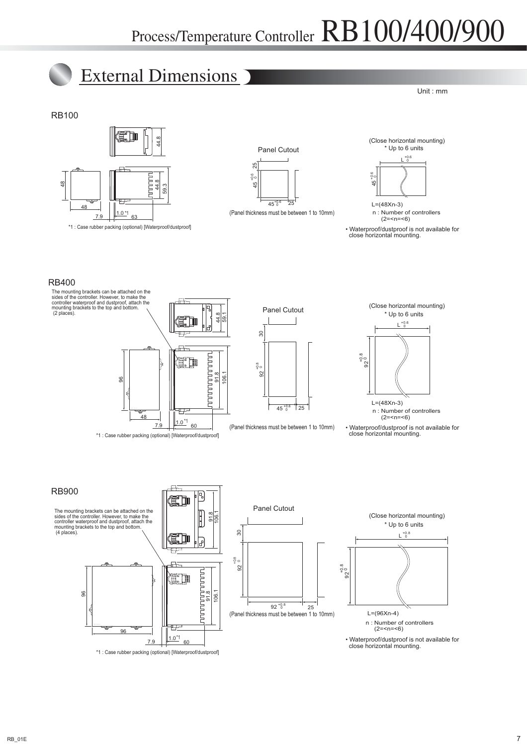# External Dimensions

Unit : mm

## RB100

44.8

48

48

44.8

59.3

7.9

1.0 *1

63

*1 : Case rubber packing (optional) [Waterproof/dustproof]

Panel Cutout

25

$45^{+0.6}_{0}$

$45^{+0.6}_{0}$ 25

(Panel thickness must be between 1 to 10mm)

(Close horizontal mounting)
* Up to 6 units

$L^{+0.6}_{0}$

$45^{+0.6}_{0}$

L=(48Xn-3)
n : Number of controllers
(2=<n=<6)

- Waterproof/dustproof is not available for close horizontal mounting.

## RB400

The mounting brackets can be attached on the sides of the controller. However, to make the controller waterproof and dustproof, attach the mounting brackets to the top and bottom. (2 places).

44.8

59.1

96

91.8

106.1

48

7.9

1.0 *1

60

*1 : Case rubber packing (optional) [Waterproof/dustproof]

Panel Cutout

30

$92^{+0.8}_{0}$

$45^{+0.6}_{0}$ 25

(Panel thickness must be between 1 to 10mm)

(Close horizontal mounting)
* Up to 6 units

$L^{+0.6}_{0}$

$92^{+0.8}_{0}$

L=(48Xn-3)
n : Number of controllers
(2=<n=<6)

- Waterproof/dustproof is not available for close horizontal mounting.

## RB900

The mounting brackets can be attached on the sides of the controller. However, to make the controller waterproof and dustproof, attach the mounting brackets to the top and bottom. (4 places).

91.8

106.1

96

91.8

106.1

96

7.9

1.0 *1

60

*1 : Case rubber packing (optional) [Waterproof/dustproof]

Panel Cutout

30

$92^{+0.8}_{0}$

$92^{+0.8}_{0}$ 25

(Panel thickness must be between 1 to 10mm)

(Close horizontal mounting)
* Up to 6 units

$L^{+0.8}_{0}$

$92^{+0.8}_{0}$

L=(96Xn-4)
n : Number of controllers
(2=<n=<6)

- Waterproof/dustproof is not available for close horizontal mounting.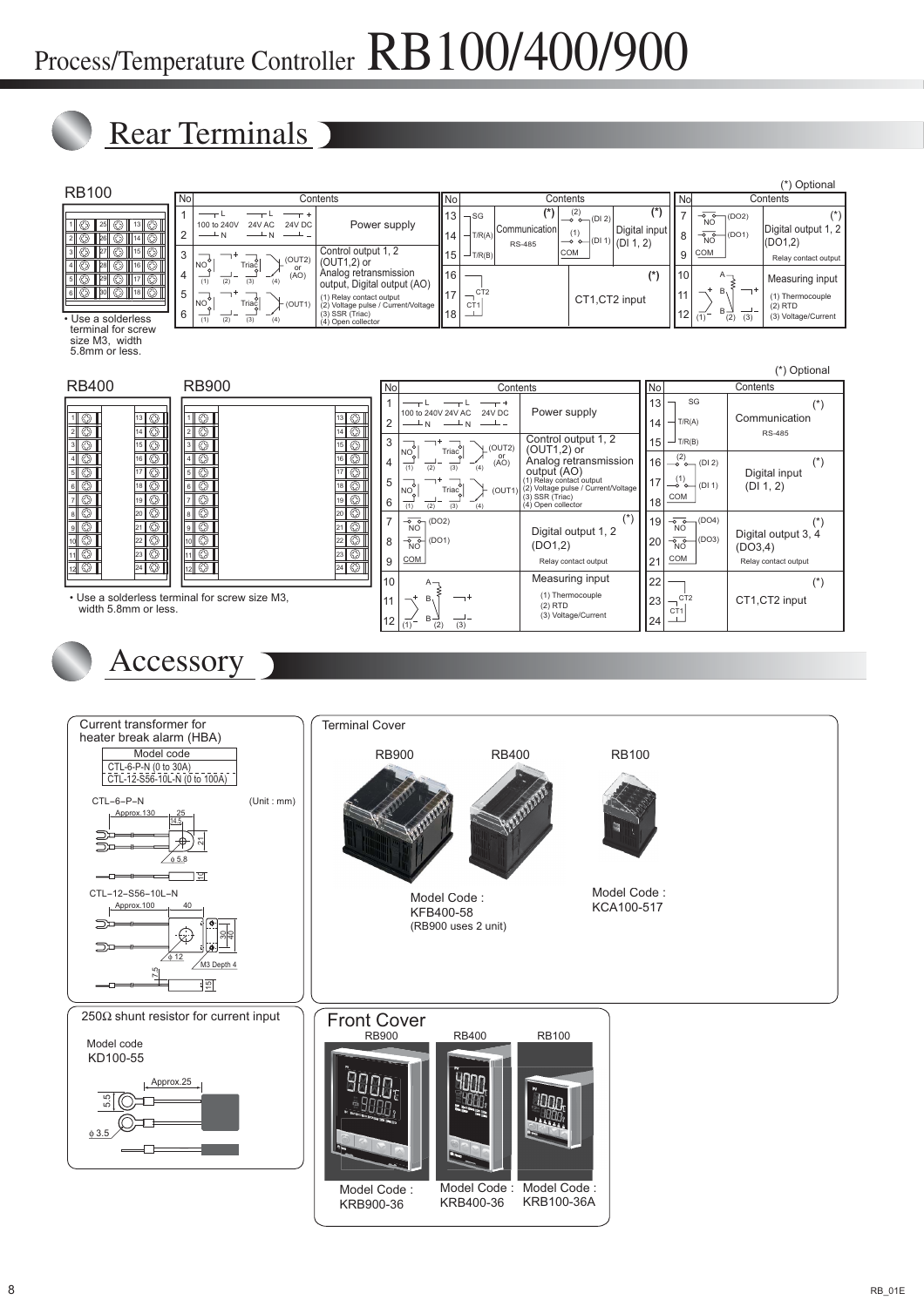# Process/Temperature Controller RB100/400/900

## Rear Terminals

(*) Optional

### RB100

• Use a solderless terminal for screw size M3, width 5.8mm or less.

| No | Contents | |
|---|---|---|
| 1 | 100 to 240V / 24V AC (L, N) / 24V DC (+, −) | Power supply |
| 2 | | |
| 3 | NO (1) / Triac (2) / (3) / (4) (OUT2) or (AO) | Control output 1, 2 (OUT1,2) or Analog retransmission output, Digital output (AO) |
| 4 | | |
| 5 | NO (1) / Triac (2) / (3) / (4) (OUT1) | (1) Relay contact output (2) Voltage pulse / Current/Voltage (3) SSR (Triac) (4) Open collector |
| 6 | | |

| No | Contents | | |
|---|---|---|---|
| 13 | SG | Communication (*) RS-485 | (2) (DI 2) / (1) (DI 1) / COM — Digital input (DI 1, 2) (*) |
| 14 | T/R(A) | | |
| 15 | T/R(B) | | |
| 16 | CT2 / CT1 | CT1,CT2 input (*) | |
| 17 | | | |
| 18 | | | |

| No | Contents | |
|---|---|---|
| 7 | NO (DO2) / NO (DO1) / COM | Digital output 1, 2 (DO1,2) (*) Relay contact output |
| 8 | | |
| 9 | | |
| 10 | A / B / B (1) (2) (3) | Measuring input (1) Thermocouple (2) RTD (3) Voltage/Current |
| 11 | | |
| 12 | | |

(*) Optional

### RB400 / RB900

• Use a solderless terminal for screw size M3, width 5.8mm or less.

| No | Contents | |
|---|---|---|
| 1 | 100 to 240V 24V AC (L, N) / 24V DC (+, −) | Power supply |
| 2 | | |
| 3 | NO (1) / Triac (2) / (3) / (4) (OUT2) or (AO) | Control output 1, 2 (OUT1,2) or Analog retransmission output (AO) |
| 4 | | |
| 5 | NO (1) / Triac (2) / (3) / (4) (OUT1) | (1) Relay contact output (2) Voltage pulse / Current/Voltage (3) SSR (Triac) (4) Open collector |
| 6 | | |
| 7 | NO (DO2) / NO (DO1) / COM | Digital output 1, 2 (DO1,2) (*) Relay contact output |
| 8 | | |
| 9 | | |
| 10 | A / B / B (1) (2) (3) | Measuring input (1) Thermocouple (2) RTD (3) Voltage/Current |
| 11 | | |
| 12 | | |

| No | Contents | |
|---|---|---|
| 13 | SG / T/R(A) / T/R(B) | Communication (*) RS-485 |
| 14 | | |
| 15 | | |
| 16 | (2) (DI 2) / (1) (DI 1) / COM | Digital input (DI 1, 2) (*) |
| 17 | | |
| 18 | | |
| 19 | NO (DO4) / NO (DO3) / COM | Digital output 3, 4 (DO3,4) (*) Relay contact output |
| 20 | | |
| 21 | | |
| 22 | CT2 / CT1 | CT1,CT2 input (*) |
| 23 | | |
| 24 | | |

## Accessory

### Current transformer for heater break alarm (HBA)

| Model code |
|---|
| CTL-6-P-N (0 to 30A) |
| CTL-12-S56-10L-N (0 to 100A) |

(Unit : mm)

CTL−6−P−N
Approx.130
25
14.5
21
φ 5.8
10

CTL−12−S56−10L−N
Approx.100
40
30
40
φ 12
M3 Depth 4
7.5
15

### Terminal Cover

RB900 RB400 RB100

Model Code : KFB400-58 (RB900 uses 2 unit)

Model Code : KCA100-517

### 250Ω shunt resistor for current input

Model code
KD100-55

Approx.25
5.5
φ 3.5

### Front Cover

RB900 RB400 RB100

Model Code : KRB900-36

Model Code : KRB400-36

Model Code : KRB100-36A

RB_01E